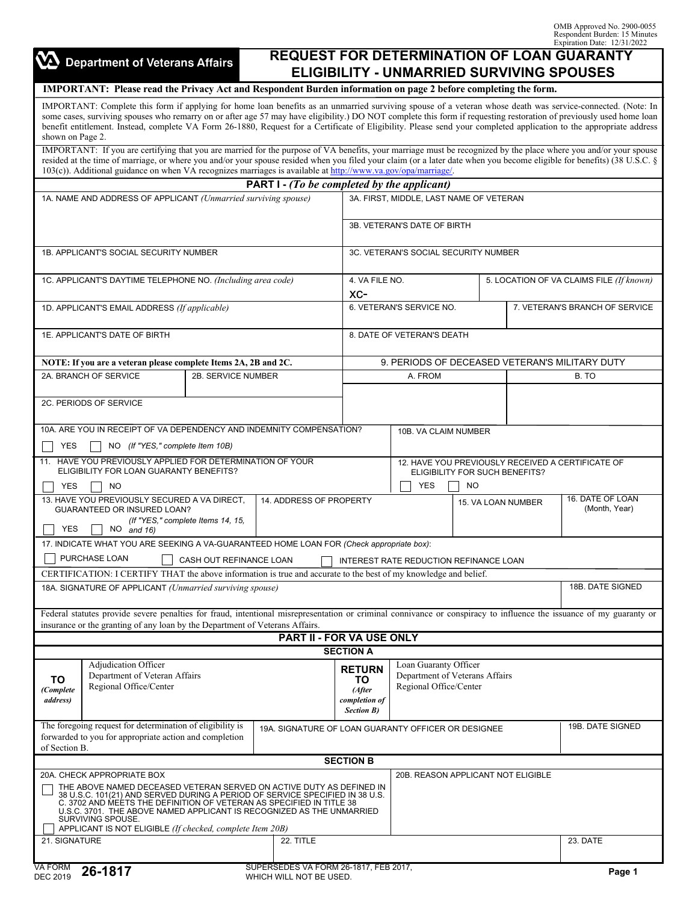OMB Approved No. 2900-0055
Respondent Burden: 15 Minutes
Expiration Date: 12/31/2022

**Department of Veterans Affairs**

# REQUEST FOR DETERMINATION OF LOAN GUARANTY ELIGIBILITY - UNMARRIED SURVIVING SPOUSES

**IMPORTANT: Please read the Privacy Act and Respondent Burden information on page 2 before completing the form.**

IMPORTANT: Complete this form if applying for home loan benefits as an unmarried surviving spouse of a veteran whose death was service-connected. (Note: In some cases, surviving spouses who remarry on or after age 57 may have eligibility.) DO NOT complete this form if requesting restoration of previously used home loan benefit entitlement. Instead, complete VA Form 26-1880, Request for a Certificate of Eligibility. Please send your completed application to the appropriate address shown on Page 2.

IMPORTANT: If you are certifying that you are married for the purpose of VA benefits, your marriage must be recognized by the place where you and/or your spouse resided at the time of marriage, or where you and/or your spouse resided when you filed your claim (or a later date when you become eligible for benefits) (38 U.S.C. § 103(c)). Additional guidance on when VA recognizes marriages is available at http://www.va.gov/opa/marriage/.

## PART I - *(To be completed by the applicant)*

| | |
|---|---|
| 1A. NAME AND ADDRESS OF APPLICANT *(Unmarried surviving spouse)* | 3A. FIRST, MIDDLE, LAST NAME OF VETERAN |
| | 3B. VETERAN'S DATE OF BIRTH |
| 1B. APPLICANT'S SOCIAL SECURITY NUMBER | 3C. VETERAN'S SOCIAL SECURITY NUMBER |
| 1C. APPLICANT'S DAYTIME TELEPHONE NO. *(Including area code)* | 4. VA FILE NO. XC- / 5. LOCATION OF VA CLAIMS FILE *(If known)* |
| 1D. APPLICANT'S EMAIL ADDRESS *(If applicable)* | 6. VETERAN'S SERVICE NO. / 7. VETERAN'S BRANCH OF SERVICE |
| 1E. APPLICANT'S DATE OF BIRTH | 8. DATE OF VETERAN'S DEATH |

**NOTE: If you are a veteran please complete Items 2A, 2B and 2C.**

| 2A. BRANCH OF SERVICE | 2B. SERVICE NUMBER |
|---|---|
| 2C. PERIODS OF SERVICE | |

9. PERIODS OF DECEASED VETERAN'S MILITARY DUTY

| A. FROM | B. TO |
|---|---|
| | |

10A. ARE YOU IN RECEIPT OF VA DEPENDENCY AND INDEMNITY COMPENSATION?
☐ YES ☐ NO *(If "YES," complete Item 10B)*

10B. VA CLAIM NUMBER

11. HAVE YOU PREVIOUSLY APPLIED FOR DETERMINATION OF YOUR ELIGIBILITY FOR LOAN GUARANTY BENEFITS?
☐ YES ☐ NO

12. HAVE YOU PREVIOUSLY RECEIVED A CERTIFICATE OF ELIGIBILITY FOR SUCH BENEFITS?
☐ YES ☐ NO

13. HAVE YOU PREVIOUSLY SECURED A VA DIRECT, GUARANTEED OR INSURED LOAN? *(If "YES," complete Items 14, 15, and 16)*
☐ YES ☐ NO

| 14. ADDRESS OF PROPERTY | 15. VA LOAN NUMBER | 16. DATE OF LOAN (Month, Year) |
|---|---|---|
| | | |

17. INDICATE WHAT YOU ARE SEEKING A VA-GUARANTEED HOME LOAN FOR *(Check appropriate box)*:
☐ PURCHASE LOAN ☐ CASH OUT REFINANCE LOAN ☐ INTEREST RATE REDUCTION REFINANCE LOAN

CERTIFICATION: I CERTIFY THAT the above information is true and accurate to the best of my knowledge and belief.

| 18A. SIGNATURE OF APPLICANT *(Unmarried surviving spouse)* | 18B. DATE SIGNED |
|---|---|
| | |

Federal statutes provide severe penalties for fraud, intentional misrepresentation or criminal connivance or conspiracy to influence the issuance of my guaranty or insurance or the granting of any loan by the Department of Veterans Affairs.

## PART II - FOR VA USE ONLY

### SECTION A

**TO** *(Complete address)*: Adjudication Officer, Department of Veteran Affairs, Regional Office/Center

**RETURN TO** *(After completion of Section B)*: Loan Guaranty Officer, Department of Veterans Affairs, Regional Office/Center

| The foregoing request for determination of eligibility is forwarded to you for appropriate action and completion of Section B. | 19A. SIGNATURE OF LOAN GUARANTY OFFICER OR DESIGNEE | 19B. DATE SIGNED |
|---|---|---|
| | | |

### SECTION B

20A. CHECK APPROPRIATE BOX

☐ THE ABOVE NAMED DECEASED VETERAN SERVED ON ACTIVE DUTY AS DEFINED IN 38 U.S.C. 101(21) AND SERVED DURING A PERIOD OF SERVICE SPECIFIED IN 38 U.S.C. 3702 AND MEETS THE DEFINITION OF VETERAN AS SPECIFIED IN TITLE 38 U.S.C. 3701. THE ABOVE NAMED APPLICANT IS RECOGNIZED AS THE UNMARRIED SURVIVING SPOUSE.

☐ APPLICANT IS NOT ELIGIBLE *(If checked, complete Item 20B)*

20B. REASON APPLICANT NOT ELIGIBLE

| 21. SIGNATURE | 22. TITLE | 23. DATE |
|---|---|---|
| | | |

VA FORM 26-1817, DEC 2019 — SUPERSEDES VA FORM 26-1817, FEB 2017, WHICH WILL NOT BE USED.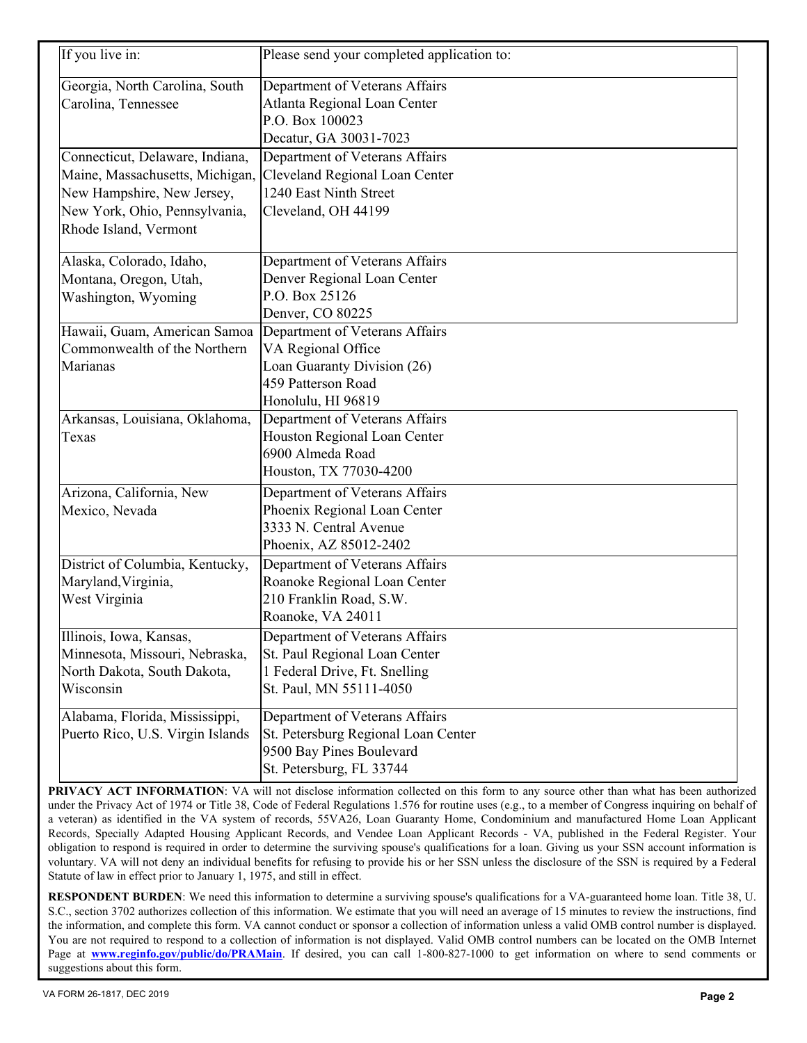| If you live in: | Please send your completed application to: |
|---|---|
| Georgia, North Carolina, South Carolina, Tennessee | Department of Veterans Affairs<br>Atlanta Regional Loan Center<br>P.O. Box 100023<br>Decatur, GA 30031-7023 |
| Connecticut, Delaware, Indiana, Maine, Massachusetts, Michigan, New Hampshire, New Jersey, New York, Ohio, Pennsylvania, Rhode Island, Vermont | Department of Veterans Affairs<br>Cleveland Regional Loan Center<br>1240 East Ninth Street<br>Cleveland, OH 44199 |
| Alaska, Colorado, Idaho, Montana, Oregon, Utah, Washington, Wyoming | Department of Veterans Affairs<br>Denver Regional Loan Center<br>P.O. Box 25126<br>Denver, CO 80225 |
| Hawaii, Guam, American Samoa Commonwealth of the Northern Marianas | Department of Veterans Affairs<br>VA Regional Office<br>Loan Guaranty Division (26)<br>459 Patterson Road<br>Honolulu, HI 96819 |
| Arkansas, Louisiana, Oklahoma, Texas | Department of Veterans Affairs<br>Houston Regional Loan Center<br>6900 Almeda Road<br>Houston, TX 77030-4200 |
| Arizona, California, New Mexico, Nevada | Department of Veterans Affairs<br>Phoenix Regional Loan Center<br>3333 N. Central Avenue<br>Phoenix, AZ 85012-2402 |
| District of Columbia, Kentucky, Maryland,Virginia, West Virginia | Department of Veterans Affairs<br>Roanoke Regional Loan Center<br>210 Franklin Road, S.W.<br>Roanoke, VA 24011 |
| Illinois, Iowa, Kansas, Minnesota, Missouri, Nebraska, North Dakota, South Dakota, Wisconsin | Department of Veterans Affairs<br>St. Paul Regional Loan Center<br>1 Federal Drive, Ft. Snelling<br>St. Paul, MN 55111-4050 |
| Alabama, Florida, Mississippi, Puerto Rico, U.S. Virgin Islands | Department of Veterans Affairs<br>St. Petersburg Regional Loan Center<br>9500 Bay Pines Boulevard<br>St. Petersburg, FL 33744 |

**PRIVACY ACT INFORMATION**: VA will not disclose information collected on this form to any source other than what has been authorized under the Privacy Act of 1974 or Title 38, Code of Federal Regulations 1.576 for routine uses (e.g., to a member of Congress inquiring on behalf of a veteran) as identified in the VA system of records, 55VA26, Loan Guaranty Home, Condominium and manufactured Home Loan Applicant Records, Specially Adapted Housing Applicant Records, and Vendee Loan Applicant Records - VA, published in the Federal Register. Your obligation to respond is required in order to determine the surviving spouse's qualifications for a loan. Giving us your SSN account information is voluntary. VA will not deny an individual benefits for refusing to provide his or her SSN unless the disclosure of the SSN is required by a Federal Statute of law in effect prior to January 1, 1975, and still in effect.

**RESPONDENT BURDEN**: We need this information to determine a surviving spouse's qualifications for a VA-guaranteed home loan. Title 38, U. S.C., section 3702 authorizes collection of this information. We estimate that you will need an average of 15 minutes to review the instructions, find the information, and complete this form. VA cannot conduct or sponsor a collection of information unless a valid OMB control number is displayed. You are not required to respond to a collection of information is not displayed. Valid OMB control numbers can be located on the OMB Internet Page at **www.reginfo.gov/public/do/PRAMain**. If desired, you can call 1-800-827-1000 to get information on where to send comments or suggestions about this form.

VA FORM 26-1817, DEC 2019